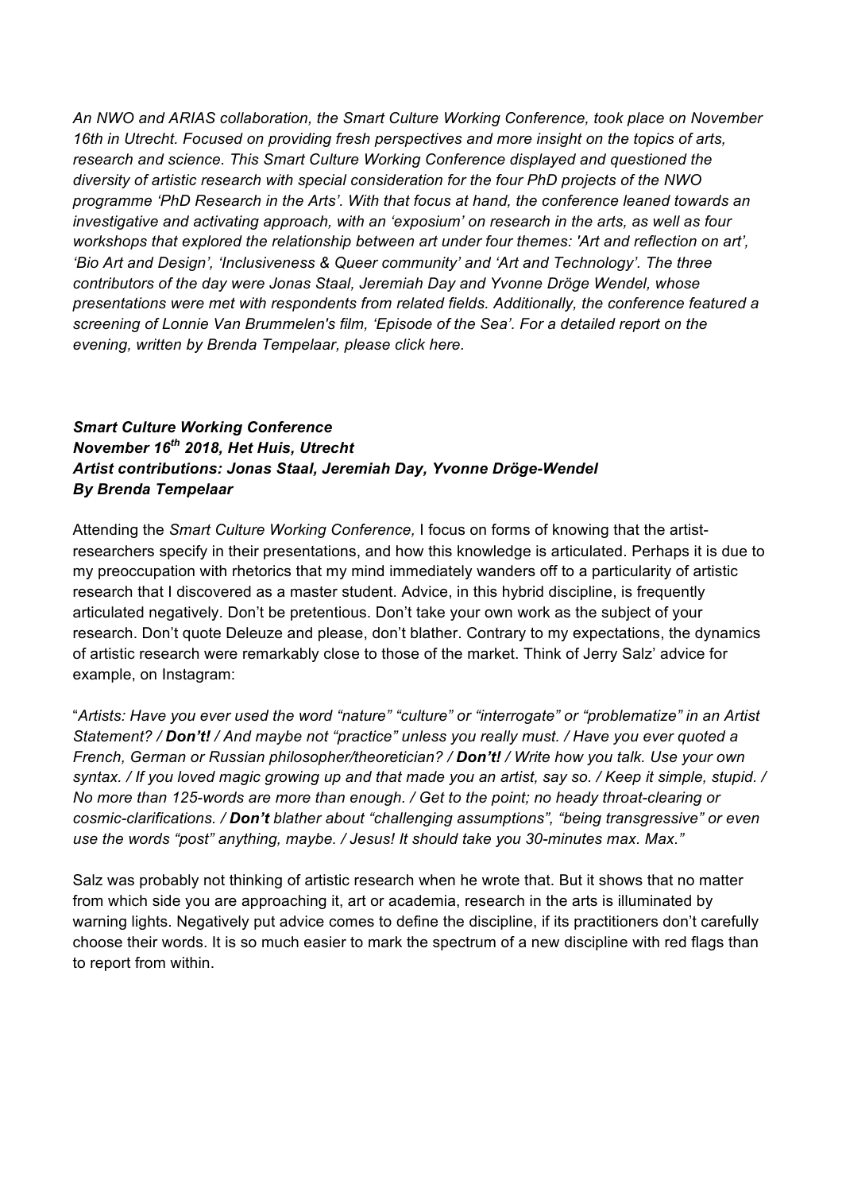*An NWO and ARIAS collaboration, the Smart Culture Working Conference, took place on November 16th in Utrecht. Focused on providing fresh perspectives and more insight on the topics of arts, research and science. This Smart Culture Working Conference displayed and questioned the diversity of artistic research with special consideration for the four PhD projects of the NWO programme 'PhD Research in the Arts'. With that focus at hand, the conference leaned towards an investigative and activating approach, with an 'exposium' on research in the arts, as well as four workshops that explored the relationship between art under four themes: 'Art and reflection on art', 'Bio Art and Design', 'Inclusiveness & Queer community' and 'Art and Technology'. The three contributors of the day were Jonas Staal, Jeremiah Day and Yvonne Dröge Wendel, whose presentations were met with respondents from related fields. Additionally, the conference featured a screening of Lonnie Van Brummelen's film, 'Episode of the Sea'. For a detailed report on the evening, written by Brenda Tempelaar, please click here.*

***Smart Culture Working Conference***
***November 16th 2018, Het Huis, Utrecht***
***Artist contributions: Jonas Staal, Jeremiah Day, Yvonne Dröge-Wendel***
***By Brenda Tempelaar***

Attending the *Smart Culture Working Conference,* I focus on forms of knowing that the artist-researchers specify in their presentations, and how this knowledge is articulated. Perhaps it is due to my preoccupation with rhetorics that my mind immediately wanders off to a particularity of artistic research that I discovered as a master student. Advice, in this hybrid discipline, is frequently articulated negatively. Don't be pretentious. Don't take your own work as the subject of your research. Don't quote Deleuze and please, don't blather. Contrary to my expectations, the dynamics of artistic research were remarkably close to those of the market. Think of Jerry Salz' advice for example, on Instagram:

"*Artists: Have you ever used the word "nature" "culture" or "interrogate" or "problematize" in an Artist Statement? / **Don't!** / And maybe not "practice" unless you really must. / Have you ever quoted a French, German or Russian philosopher/theoretician? / **Don't!** / Write how you talk. Use your own syntax. / If you loved magic growing up and that made you an artist, say so. / Keep it simple, stupid. / No more than 125-words are more than enough. / Get to the point; no heady throat-clearing or cosmic-clarifications. / **Don't** blather about "challenging assumptions", "being transgressive" or even use the words "post" anything, maybe. / Jesus! It should take you 30-minutes max. Max."*

Salz was probably not thinking of artistic research when he wrote that. But it shows that no matter from which side you are approaching it, art or academia, research in the arts is illuminated by warning lights. Negatively put advice comes to define the discipline, if its practitioners don't carefully choose their words. It is so much easier to mark the spectrum of a new discipline with red flags than to report from within.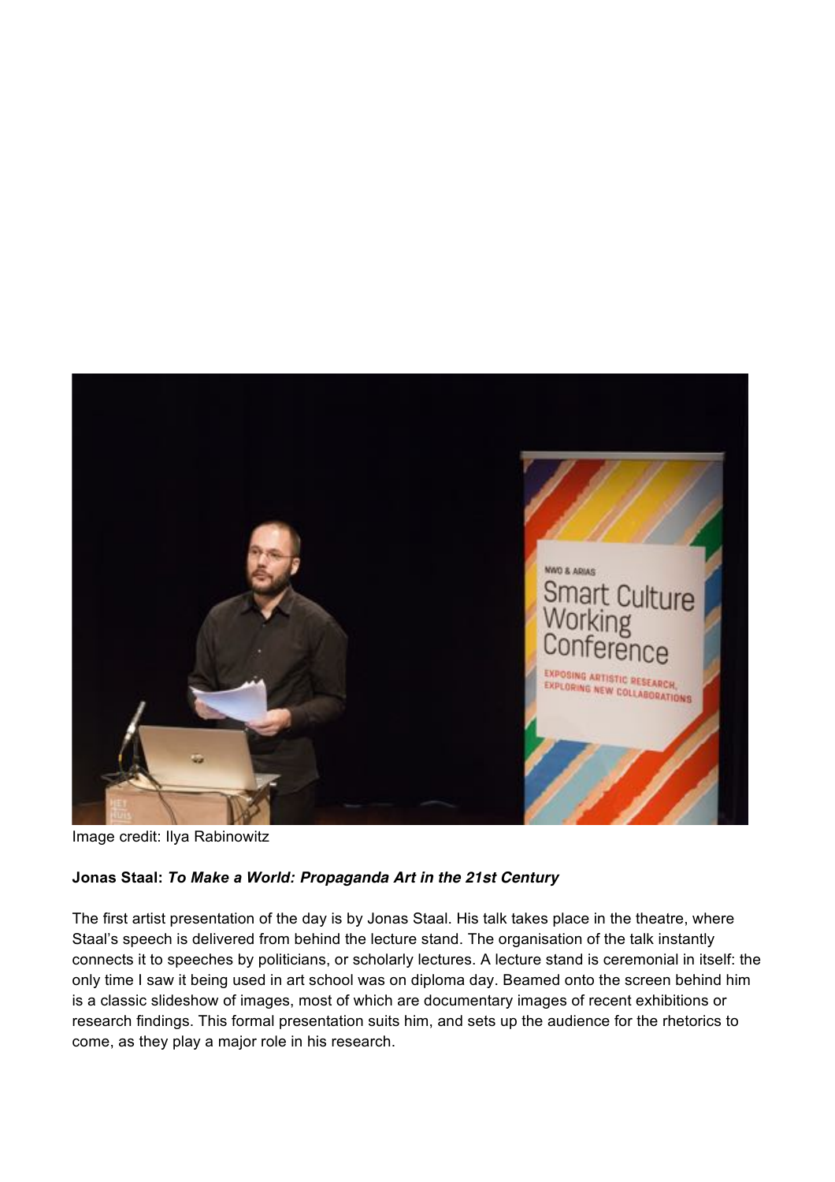Image credit: Ilya Rabinowitz

**Jonas Staal:** ***To Make a World: Propaganda Art in the 21st Century***

The first artist presentation of the day is by Jonas Staal. His talk takes place in the theatre, where Staal's speech is delivered from behind the lecture stand. The organisation of the talk instantly connects it to speeches by politicians, or scholarly lectures. A lecture stand is ceremonial in itself: the only time I saw it being used in art school was on diploma day. Beamed onto the screen behind him is a classic slideshow of images, most of which are documentary images of recent exhibitions or research findings. This formal presentation suits him, and sets up the audience for the rhetorics to come, as they play a major role in his research.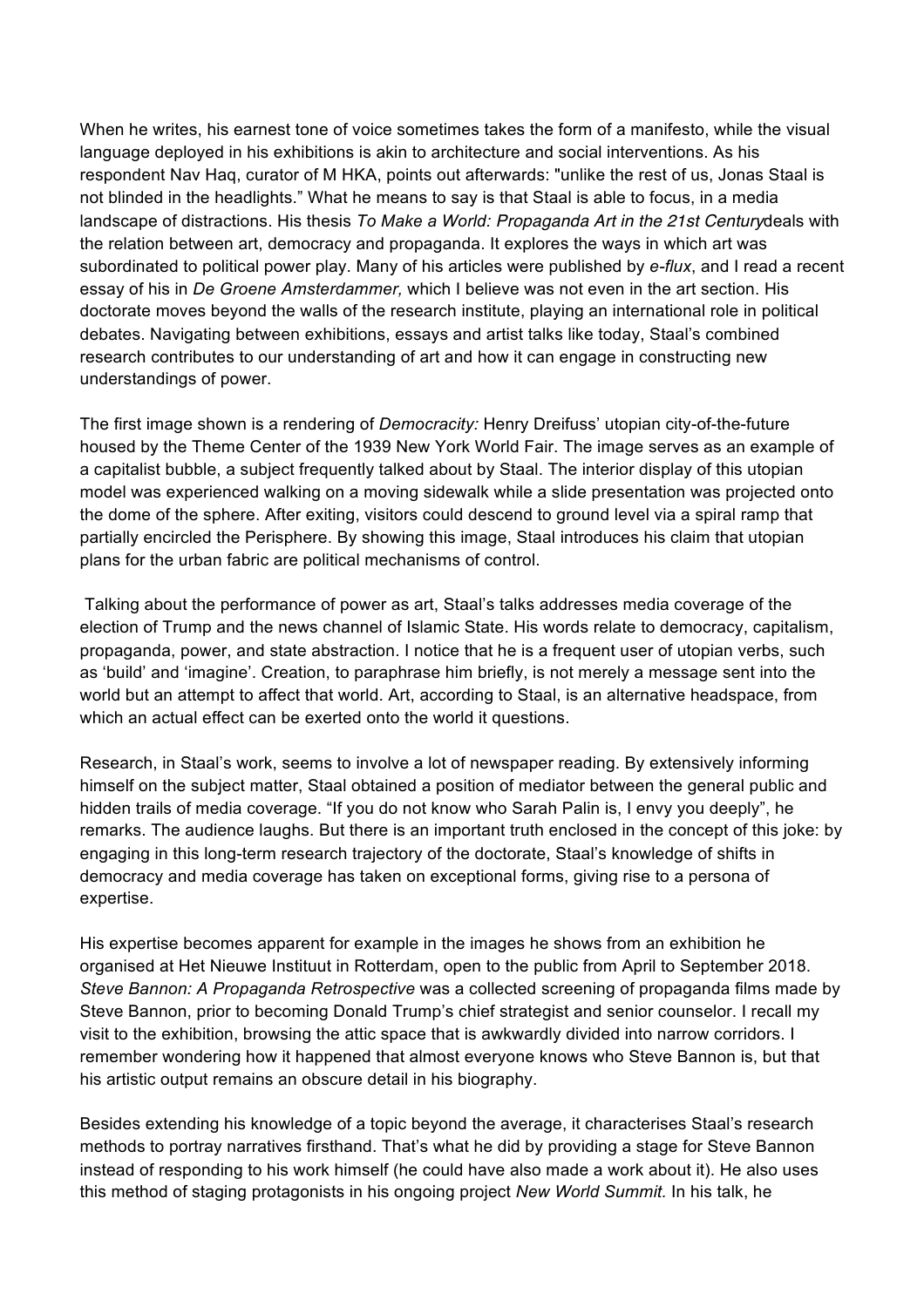When he writes, his earnest tone of voice sometimes takes the form of a manifesto, while the visual language deployed in his exhibitions is akin to architecture and social interventions. As his respondent Nav Haq, curator of M HKA, points out afterwards: "unlike the rest of us, Jonas Staal is not blinded in the headlights." What he means to say is that Staal is able to focus, in a media landscape of distractions. His thesis *To Make a World: Propaganda Art in the 21st Century*deals with the relation between art, democracy and propaganda. It explores the ways in which art was subordinated to political power play. Many of his articles were published by *e-flux*, and I read a recent essay of his in *De Groene Amsterdammer,* which I believe was not even in the art section. His doctorate moves beyond the walls of the research institute, playing an international role in political debates. Navigating between exhibitions, essays and artist talks like today, Staal's combined research contributes to our understanding of art and how it can engage in constructing new understandings of power.

The first image shown is a rendering of *Democracity:* Henry Dreifuss' utopian city-of-the-future housed by the Theme Center of the 1939 New York World Fair. The image serves as an example of a capitalist bubble, a subject frequently talked about by Staal. The interior display of this utopian model was experienced walking on a moving sidewalk while a slide presentation was projected onto the dome of the sphere. After exiting, visitors could descend to ground level via a spiral ramp that partially encircled the Perisphere. By showing this image, Staal introduces his claim that utopian plans for the urban fabric are political mechanisms of control.

Talking about the performance of power as art, Staal's talks addresses media coverage of the election of Trump and the news channel of Islamic State. His words relate to democracy, capitalism, propaganda, power, and state abstraction. I notice that he is a frequent user of utopian verbs, such as 'build' and 'imagine'. Creation, to paraphrase him briefly, is not merely a message sent into the world but an attempt to affect that world. Art, according to Staal, is an alternative headspace, from which an actual effect can be exerted onto the world it questions.

Research, in Staal's work, seems to involve a lot of newspaper reading. By extensively informing himself on the subject matter, Staal obtained a position of mediator between the general public and hidden trails of media coverage. "If you do not know who Sarah Palin is, I envy you deeply", he remarks. The audience laughs. But there is an important truth enclosed in the concept of this joke: by engaging in this long-term research trajectory of the doctorate, Staal's knowledge of shifts in democracy and media coverage has taken on exceptional forms, giving rise to a persona of expertise.

His expertise becomes apparent for example in the images he shows from an exhibition he organised at Het Nieuwe Instituut in Rotterdam, open to the public from April to September 2018. *Steve Bannon: A Propaganda Retrospective* was a collected screening of propaganda films made by Steve Bannon, prior to becoming Donald Trump's chief strategist and senior counselor. I recall my visit to the exhibition, browsing the attic space that is awkwardly divided into narrow corridors. I remember wondering how it happened that almost everyone knows who Steve Bannon is, but that his artistic output remains an obscure detail in his biography.

Besides extending his knowledge of a topic beyond the average, it characterises Staal's research methods to portray narratives firsthand. That's what he did by providing a stage for Steve Bannon instead of responding to his work himself (he could have also made a work about it). He also uses this method of staging protagonists in his ongoing project *New World Summit*. In his talk, he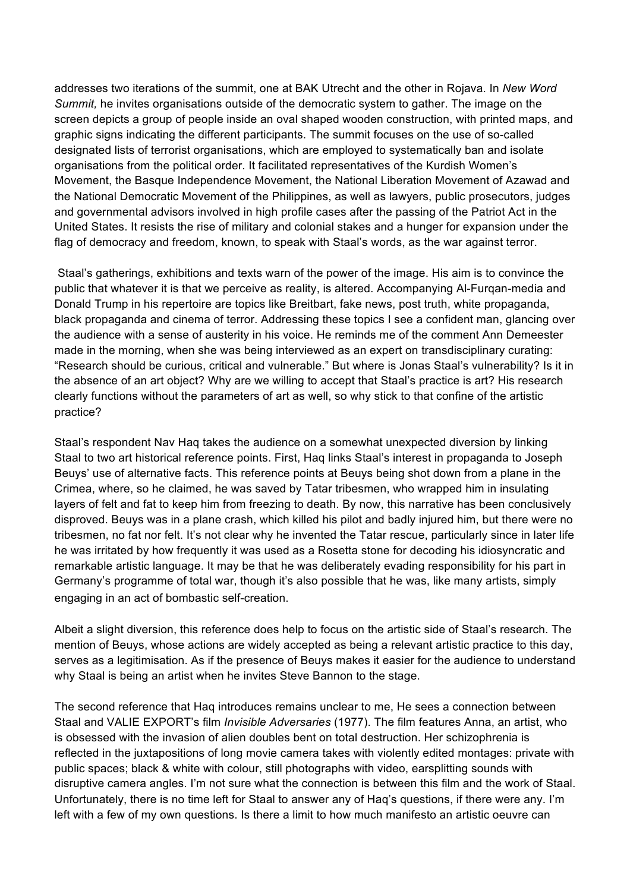addresses two iterations of the summit, one at BAK Utrecht and the other in Rojava. In *New Word Summit,* he invites organisations outside of the democratic system to gather. The image on the screen depicts a group of people inside an oval shaped wooden construction, with printed maps, and graphic signs indicating the different participants. The summit focuses on the use of so-called designated lists of terrorist organisations, which are employed to systematically ban and isolate organisations from the political order. It facilitated representatives of the Kurdish Women's Movement, the Basque Independence Movement, the National Liberation Movement of Azawad and the National Democratic Movement of the Philippines, as well as lawyers, public prosecutors, judges and governmental advisors involved in high profile cases after the passing of the Patriot Act in the United States. It resists the rise of military and colonial stakes and a hunger for expansion under the flag of democracy and freedom, known, to speak with Staal's words, as the war against terror.

Staal's gatherings, exhibitions and texts warn of the power of the image. His aim is to convince the public that whatever it is that we perceive as reality, is altered. Accompanying Al-Furqan-media and Donald Trump in his repertoire are topics like Breitbart, fake news, post truth, white propaganda, black propaganda and cinema of terror. Addressing these topics I see a confident man, glancing over the audience with a sense of austerity in his voice. He reminds me of the comment Ann Demeester made in the morning, when she was being interviewed as an expert on transdisciplinary curating: "Research should be curious, critical and vulnerable." But where is Jonas Staal's vulnerability? Is it in the absence of an art object? Why are we willing to accept that Staal's practice is art? His research clearly functions without the parameters of art as well, so why stick to that confine of the artistic practice?

Staal's respondent Nav Haq takes the audience on a somewhat unexpected diversion by linking Staal to two art historical reference points. First, Haq links Staal's interest in propaganda to Joseph Beuys' use of alternative facts. This reference points at Beuys being shot down from a plane in the Crimea, where, so he claimed, he was saved by Tatar tribesmen, who wrapped him in insulating layers of felt and fat to keep him from freezing to death. By now, this narrative has been conclusively disproved. Beuys was in a plane crash, which killed his pilot and badly injured him, but there were no tribesmen, no fat nor felt. It's not clear why he invented the Tatar rescue, particularly since in later life he was irritated by how frequently it was used as a Rosetta stone for decoding his idiosyncratic and remarkable artistic language. It may be that he was deliberately evading responsibility for his part in Germany's programme of total war, though it's also possible that he was, like many artists, simply engaging in an act of bombastic self-creation.

Albeit a slight diversion, this reference does help to focus on the artistic side of Staal's research. The mention of Beuys, whose actions are widely accepted as being a relevant artistic practice to this day, serves as a legitimisation. As if the presence of Beuys makes it easier for the audience to understand why Staal is being an artist when he invites Steve Bannon to the stage.

The second reference that Haq introduces remains unclear to me, He sees a connection between Staal and VALIE EXPORT's film *Invisible Adversaries* (1977). The film features Anna, an artist, who is obsessed with the invasion of alien doubles bent on total destruction. Her schizophrenia is reflected in the juxtapositions of long movie camera takes with violently edited montages: private with public spaces; black & white with colour, still photographs with video, earsplitting sounds with disruptive camera angles. I'm not sure what the connection is between this film and the work of Staal. Unfortunately, there is no time left for Staal to answer any of Haq's questions, if there were any. I'm left with a few of my own questions. Is there a limit to how much manifesto an artistic oeuvre can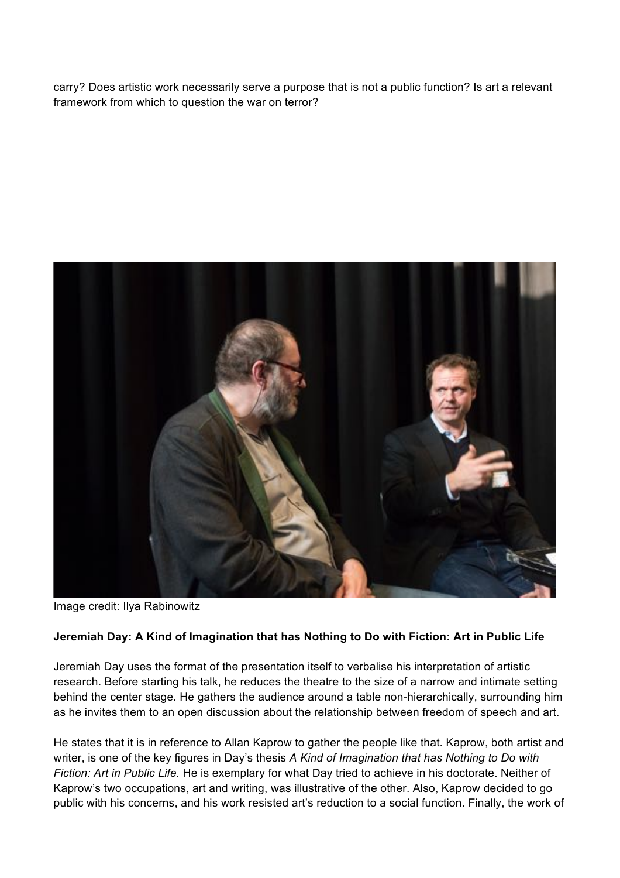carry? Does artistic work necessarily serve a purpose that is not a public function? Is art a relevant framework from which to question the war on terror?

Image credit: Ilya Rabinowitz

**Jeremiah Day: A Kind of Imagination that has Nothing to Do with Fiction: Art in Public Life**

Jeremiah Day uses the format of the presentation itself to verbalise his interpretation of artistic research. Before starting his talk, he reduces the theatre to the size of a narrow and intimate setting behind the center stage. He gathers the audience around a table non-hierarchically, surrounding him as he invites them to an open discussion about the relationship between freedom of speech and art.

He states that it is in reference to Allan Kaprow to gather the people like that. Kaprow, both artist and writer, is one of the key figures in Day's thesis *A Kind of Imagination that has Nothing to Do with Fiction: Art in Public Life.* He is exemplary for what Day tried to achieve in his doctorate. Neither of Kaprow's two occupations, art and writing, was illustrative of the other. Also, Kaprow decided to go public with his concerns, and his work resisted art's reduction to a social function. Finally, the work of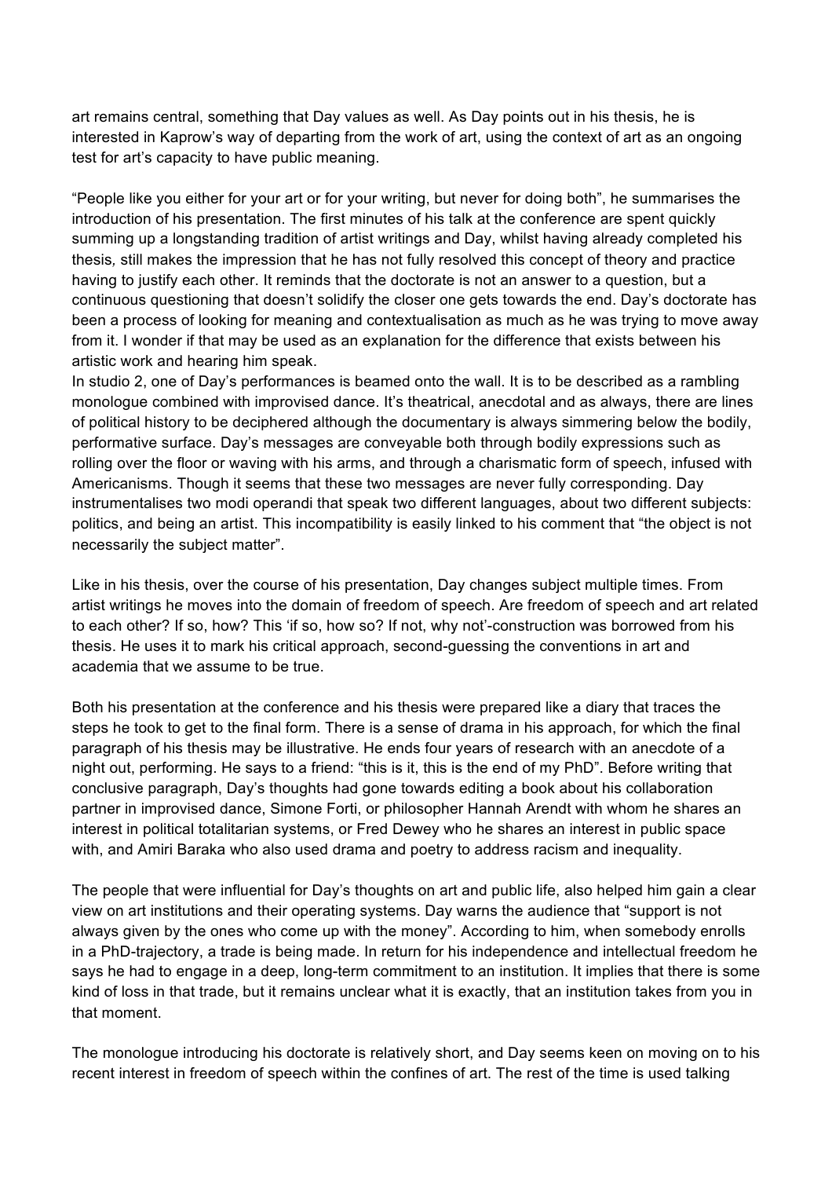art remains central, something that Day values as well. As Day points out in his thesis, he is interested in Kaprow's way of departing from the work of art, using the context of art as an ongoing test for art's capacity to have public meaning.

"People like you either for your art or for your writing, but never for doing both", he summarises the introduction of his presentation. The first minutes of his talk at the conference are spent quickly summing up a longstanding tradition of artist writings and Day, whilst having already completed his thesis, still makes the impression that he has not fully resolved this concept of theory and practice having to justify each other. It reminds that the doctorate is not an answer to a question, but a continuous questioning that doesn't solidify the closer one gets towards the end. Day's doctorate has been a process of looking for meaning and contextualisation as much as he was trying to move away from it. I wonder if that may be used as an explanation for the difference that exists between his artistic work and hearing him speak.

In studio 2, one of Day's performances is beamed onto the wall. It is to be described as a rambling monologue combined with improvised dance. It's theatrical, anecdotal and as always, there are lines of political history to be deciphered although the documentary is always simmering below the bodily, performative surface. Day's messages are conveyable both through bodily expressions such as rolling over the floor or waving with his arms, and through a charismatic form of speech, infused with Americanisms. Though it seems that these two messages are never fully corresponding. Day instrumentalises two modi operandi that speak two different languages, about two different subjects: politics, and being an artist. This incompatibility is easily linked to his comment that "the object is not necessarily the subject matter".

Like in his thesis, over the course of his presentation, Day changes subject multiple times. From artist writings he moves into the domain of freedom of speech. Are freedom of speech and art related to each other? If so, how? This 'if so, how so? If not, why not'-construction was borrowed from his thesis. He uses it to mark his critical approach, second-guessing the conventions in art and academia that we assume to be true.

Both his presentation at the conference and his thesis were prepared like a diary that traces the steps he took to get to the final form. There is a sense of drama in his approach, for which the final paragraph of his thesis may be illustrative. He ends four years of research with an anecdote of a night out, performing. He says to a friend: "this is it, this is the end of my PhD". Before writing that conclusive paragraph, Day's thoughts had gone towards editing a book about his collaboration partner in improvised dance, Simone Forti, or philosopher Hannah Arendt with whom he shares an interest in political totalitarian systems, or Fred Dewey who he shares an interest in public space with, and Amiri Baraka who also used drama and poetry to address racism and inequality.

The people that were influential for Day's thoughts on art and public life, also helped him gain a clear view on art institutions and their operating systems. Day warns the audience that "support is not always given by the ones who come up with the money". According to him, when somebody enrolls in a PhD-trajectory, a trade is being made. In return for his independence and intellectual freedom he says he had to engage in a deep, long-term commitment to an institution. It implies that there is some kind of loss in that trade, but it remains unclear what it is exactly, that an institution takes from you in that moment.

The monologue introducing his doctorate is relatively short, and Day seems keen on moving on to his recent interest in freedom of speech within the confines of art. The rest of the time is used talking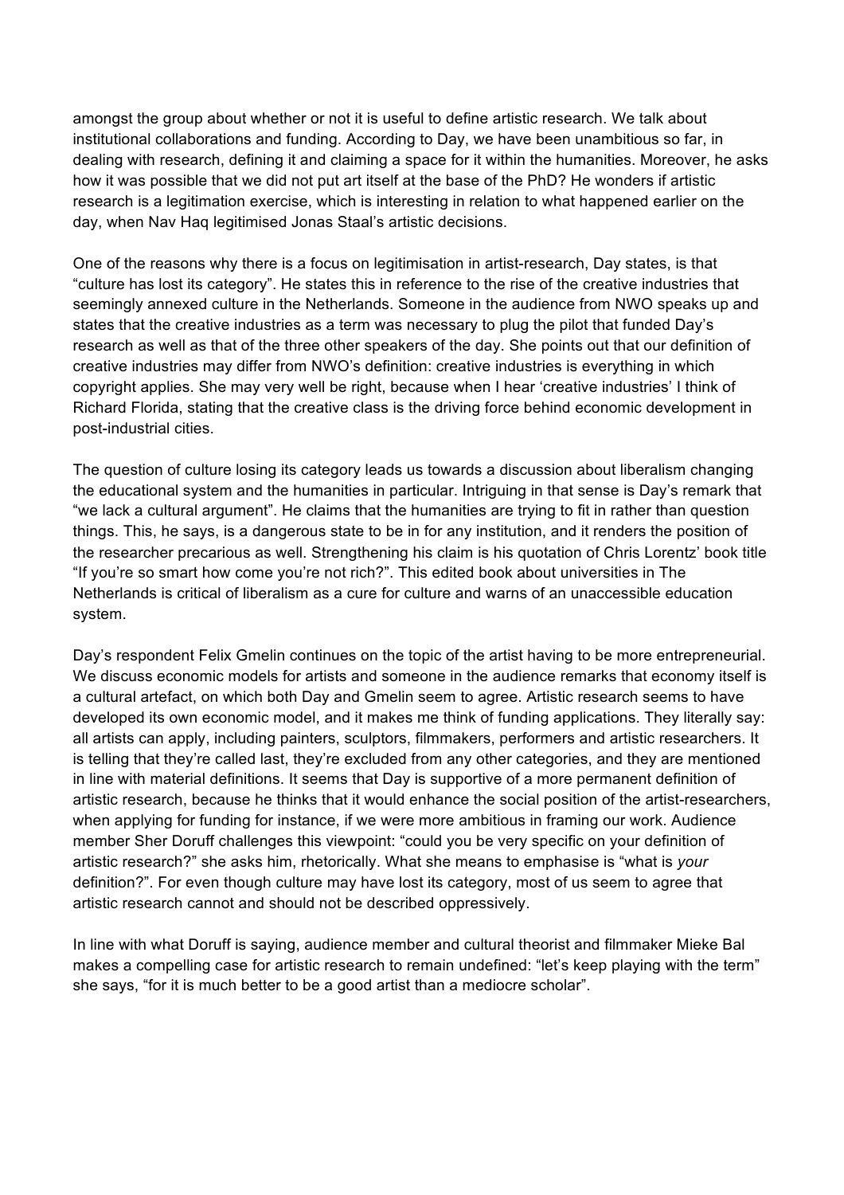amongst the group about whether or not it is useful to define artistic research. We talk about institutional collaborations and funding. According to Day, we have been unambitious so far, in dealing with research, defining it and claiming a space for it within the humanities. Moreover, he asks how it was possible that we did not put art itself at the base of the PhD? He wonders if artistic research is a legitimation exercise, which is interesting in relation to what happened earlier on the day, when Nav Haq legitimised Jonas Staal's artistic decisions.

One of the reasons why there is a focus on legitimisation in artist-research, Day states, is that "culture has lost its category". He states this in reference to the rise of the creative industries that seemingly annexed culture in the Netherlands. Someone in the audience from NWO speaks up and states that the creative industries as a term was necessary to plug the pilot that funded Day's research as well as that of the three other speakers of the day. She points out that our definition of creative industries may differ from NWO's definition: creative industries is everything in which copyright applies. She may very well be right, because when I hear 'creative industries' I think of Richard Florida, stating that the creative class is the driving force behind economic development in post-industrial cities.

The question of culture losing its category leads us towards a discussion about liberalism changing the educational system and the humanities in particular. Intriguing in that sense is Day's remark that "we lack a cultural argument". He claims that the humanities are trying to fit in rather than question things. This, he says, is a dangerous state to be in for any institution, and it renders the position of the researcher precarious as well. Strengthening his claim is his quotation of Chris Lorentz' book title "If you're so smart how come you're not rich?". This edited book about universities in The Netherlands is critical of liberalism as a cure for culture and warns of an unaccessible education system.

Day's respondent Felix Gmelin continues on the topic of the artist having to be more entrepreneurial. We discuss economic models for artists and someone in the audience remarks that economy itself is a cultural artefact, on which both Day and Gmelin seem to agree. Artistic research seems to have developed its own economic model, and it makes me think of funding applications. They literally say: all artists can apply, including painters, sculptors, filmmakers, performers and artistic researchers. It is telling that they're called last, they're excluded from any other categories, and they are mentioned in line with material definitions. It seems that Day is supportive of a more permanent definition of artistic research, because he thinks that it would enhance the social position of the artist-researchers, when applying for funding for instance, if we were more ambitious in framing our work. Audience member Sher Doruff challenges this viewpoint: "could you be very specific on your definition of artistic research?" she asks him, rhetorically. What she means to emphasise is "what is *your* definition?". For even though culture may have lost its category, most of us seem to agree that artistic research cannot and should not be described oppressively.

In line with what Doruff is saying, audience member and cultural theorist and filmmaker Mieke Bal makes a compelling case for artistic research to remain undefined: "let's keep playing with the term" she says, "for it is much better to be a good artist than a mediocre scholar".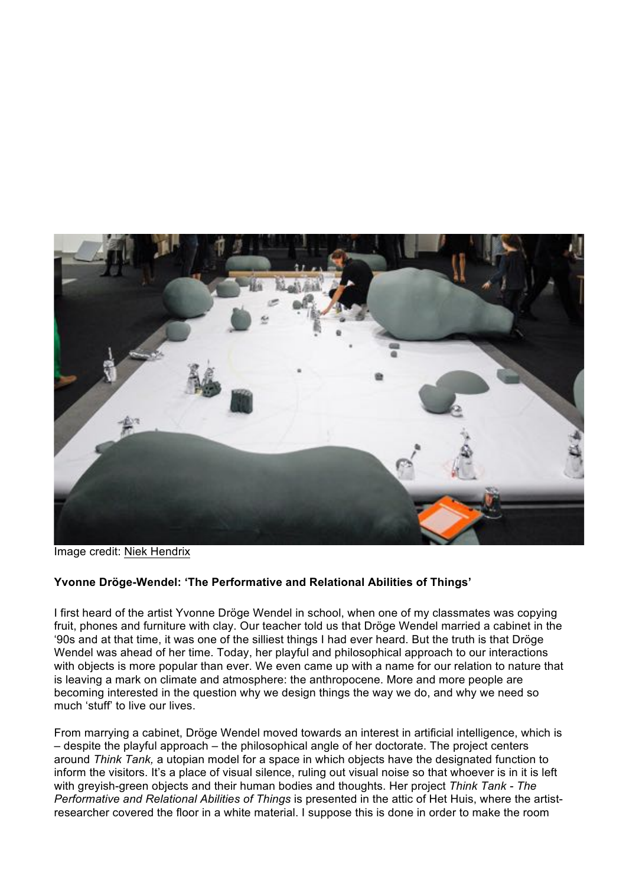Image credit: Niek Hendrix

**Yvonne Dröge-Wendel: 'The Performative and Relational Abilities of Things'**

I first heard of the artist Yvonne Dröge Wendel in school, when one of my classmates was copying fruit, phones and furniture with clay. Our teacher told us that Dröge Wendel married a cabinet in the '90s and at that time, it was one of the silliest things I had ever heard. But the truth is that Dröge Wendel was ahead of her time. Today, her playful and philosophical approach to our interactions with objects is more popular than ever. We even came up with a name for our relation to nature that is leaving a mark on climate and atmosphere: the anthropocene. More and more people are becoming interested in the question why we design things the way we do, and why we need so much 'stuff' to live our lives.

From marrying a cabinet, Dröge Wendel moved towards an interest in artificial intelligence, which is – despite the playful approach – the philosophical angle of her doctorate. The project centers around *Think Tank,* a utopian model for a space in which objects have the designated function to inform the visitors. It's a place of visual silence, ruling out visual noise so that whoever is in it is left with greyish-green objects and their human bodies and thoughts. Her project *Think Tank - The Performative and Relational Abilities of Things* is presented in the attic of Het Huis, where the artist-researcher covered the floor in a white material. I suppose this is done in order to make the room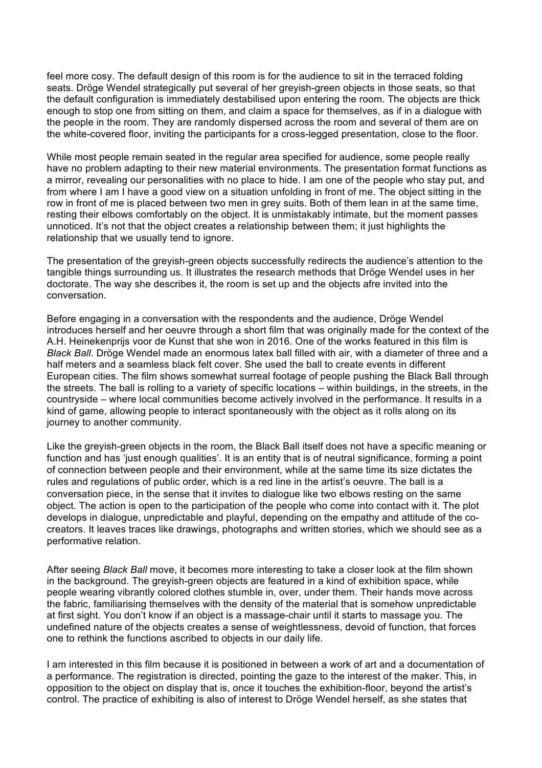feel more cosy. The default design of this room is for the audience to sit in the terraced folding seats. Dröge Wendel strategically put several of her greyish-green objects in those seats, so that the default configuration is immediately destabilised upon entering the room. The objects are thick enough to stop one from sitting on them, and claim a space for themselves, as if in a dialogue with the people in the room. They are randomly dispersed across the room and several of them are on the white-covered floor, inviting the participants for a cross-legged presentation, close to the floor.

While most people remain seated in the regular area specified for audience, some people really have no problem adapting to their new material environments. The presentation format functions as a mirror, revealing our personalities with no place to hide. I am one of the people who stay put, and from where I am I have a good view on a situation unfolding in front of me. The object sitting in the row in front of me is placed between two men in grey suits. Both of them lean in at the same time, resting their elbows comfortably on the object. It is unmistakably intimate, but the moment passes unnoticed. It's not that the object creates a relationship between them; it just highlights the relationship that we usually tend to ignore.

The presentation of the greyish-green objects successfully redirects the audience's attention to the tangible things surrounding us. It illustrates the research methods that Dröge Wendel uses in her doctorate. The way she describes it, the room is set up and the objects afre invited into the conversation.

Before engaging in a conversation with the respondents and the audience, Dröge Wendel introduces herself and her oeuvre through a short film that was originally made for the context of the A.H. Heinekenprijs voor de Kunst that she won in 2016. One of the works featured in this film is *Black Ball*. Dröge Wendel made an enormous latex ball filled with air, with a diameter of three and a half meters and a seamless black felt cover. She used the ball to create events in different European cities. The film shows somewhat surreal footage of people pushing the Black Ball through the streets. The ball is rolling to a variety of specific locations – within buildings, in the streets, in the countryside – where local communities become actively involved in the performance. It results in a kind of game, allowing people to interact spontaneously with the object as it rolls along on its journey to another community.

Like the greyish-green objects in the room, the Black Ball itself does not have a specific meaning or function and has 'just enough qualities'. It is an entity that is of neutral significance, forming a point of connection between people and their environment, while at the same time its size dictates the rules and regulations of public order, which is a red line in the artist's oeuvre. The ball is a conversation piece, in the sense that it invites to dialogue like two elbows resting on the same object. The action is open to the participation of the people who come into contact with it. The plot develops in dialogue, unpredictable and playful, depending on the empathy and attitude of the co-creators. It leaves traces like drawings, photographs and written stories, which we should see as a performative relation.

After seeing *Black Ball* move, it becomes more interesting to take a closer look at the film shown in the background. The greyish-green objects are featured in a kind of exhibition space, while people wearing vibrantly colored clothes stumble in, over, under them. Their hands move across the fabric, familiarising themselves with the density of the material that is somehow unpredictable at first sight. You don't know if an object is a massage-chair until it starts to massage you. The undefined nature of the objects creates a sense of weightlessness, devoid of function, that forces one to rethink the functions ascribed to objects in our daily life.

I am interested in this film because it is positioned in between a work of art and a documentation of a performance. The registration is directed, pointing the gaze to the interest of the maker. This, in opposition to the object on display that is, once it touches the exhibition-floor, beyond the artist's control. The practice of exhibiting is also of interest to Dröge Wendel herself, as she states that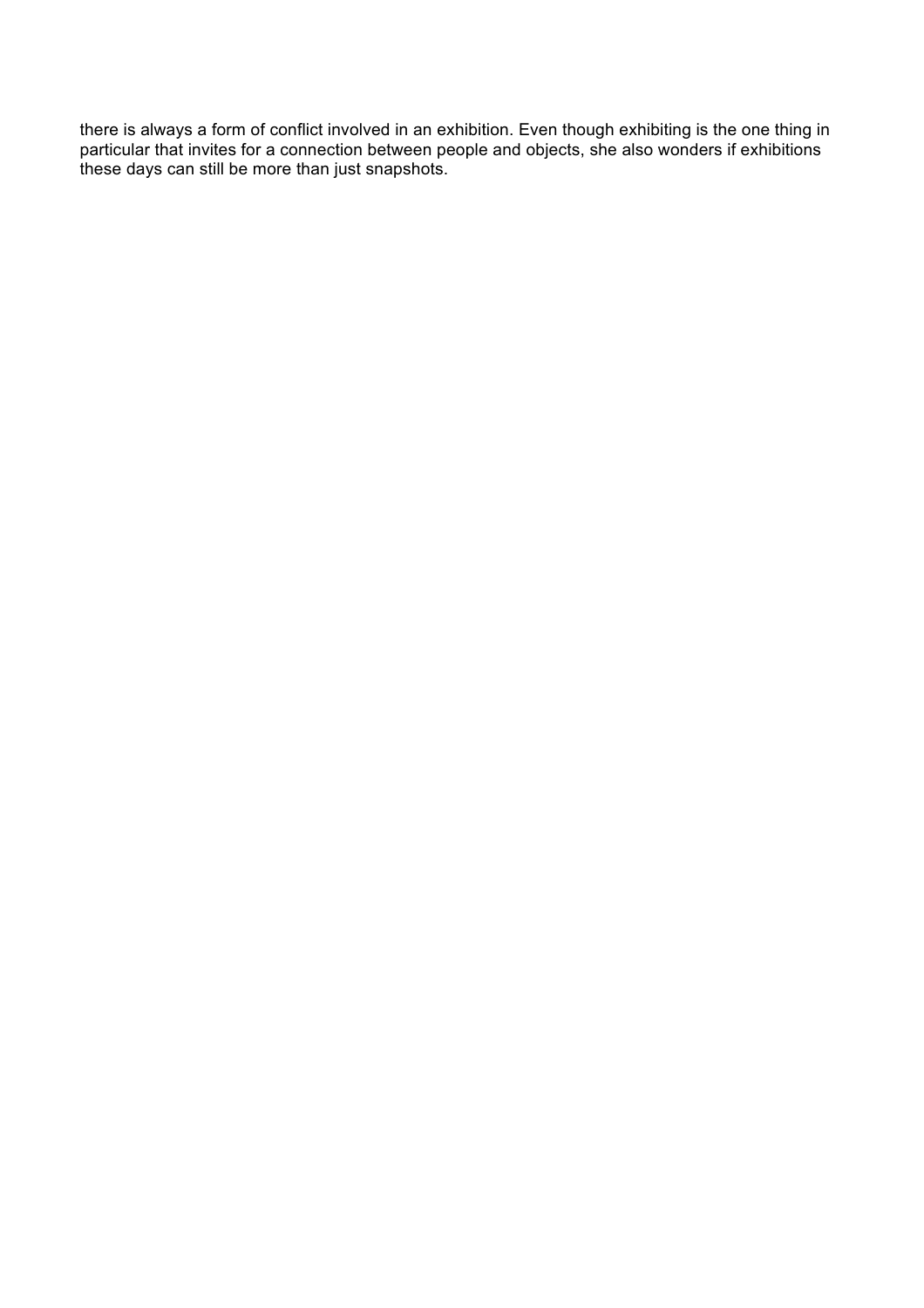there is always a form of conflict involved in an exhibition. Even though exhibiting is the one thing in particular that invites for a connection between people and objects, she also wonders if exhibitions these days can still be more than just snapshots.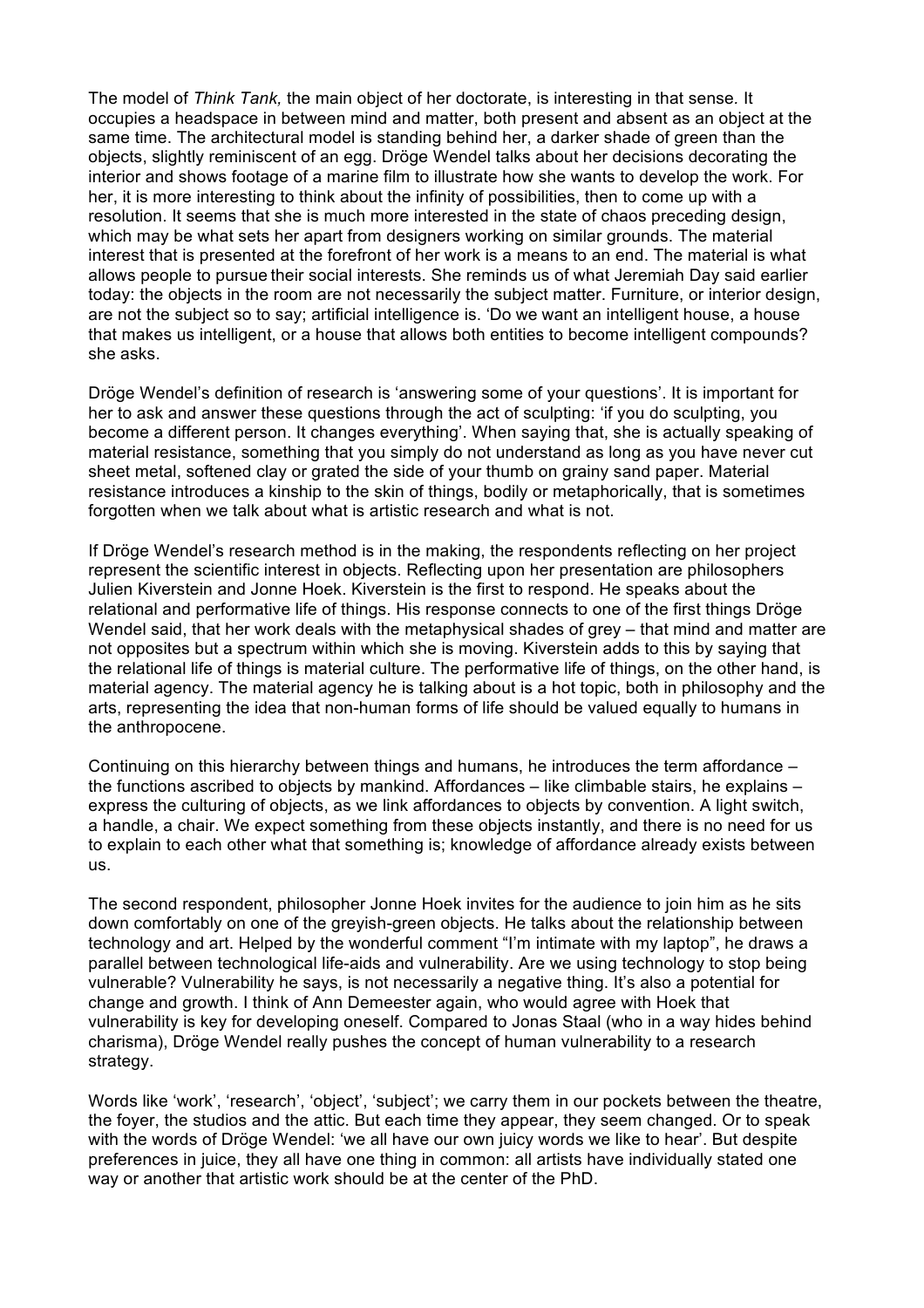The model of *Think Tank,* the main object of her doctorate, is interesting in that sense. It occupies a headspace in between mind and matter, both present and absent as an object at the same time. The architectural model is standing behind her, a darker shade of green than the objects, slightly reminiscent of an egg. Dröge Wendel talks about her decisions decorating the interior and shows footage of a marine film to illustrate how she wants to develop the work. For her, it is more interesting to think about the infinity of possibilities, then to come up with a resolution. It seems that she is much more interested in the state of chaos preceding design, which may be what sets her apart from designers working on similar grounds. The material interest that is presented at the forefront of her work is a means to an end. The material is what allows people to pursue their social interests. She reminds us of what Jeremiah Day said earlier today: the objects in the room are not necessarily the subject matter. Furniture, or interior design, are not the subject so to say; artificial intelligence is. 'Do we want an intelligent house, a house that makes us intelligent, or a house that allows both entities to become intelligent compounds? she asks.

Dröge Wendel's definition of research is 'answering some of your questions'. It is important for her to ask and answer these questions through the act of sculpting: 'if you do sculpting, you become a different person. It changes everything'. When saying that, she is actually speaking of material resistance, something that you simply do not understand as long as you have never cut sheet metal, softened clay or grated the side of your thumb on grainy sand paper. Material resistance introduces a kinship to the skin of things, bodily or metaphorically, that is sometimes forgotten when we talk about what is artistic research and what is not.

If Dröge Wendel's research method is in the making, the respondents reflecting on her project represent the scientific interest in objects. Reflecting upon her presentation are philosophers Julien Kiverstein and Jonne Hoek. Kiverstein is the first to respond. He speaks about the relational and performative life of things. His response connects to one of the first things Dröge Wendel said, that her work deals with the metaphysical shades of grey – that mind and matter are not opposites but a spectrum within which she is moving. Kiverstein adds to this by saying that the relational life of things is material culture. The performative life of things, on the other hand, is material agency. The material agency he is talking about is a hot topic, both in philosophy and the arts, representing the idea that non-human forms of life should be valued equally to humans in the anthropocene.

Continuing on this hierarchy between things and humans, he introduces the term affordance – the functions ascribed to objects by mankind. Affordances – like climbable stairs, he explains – express the culturing of objects, as we link affordances to objects by convention. A light switch, a handle, a chair. We expect something from these objects instantly, and there is no need for us to explain to each other what that something is; knowledge of affordance already exists between us.

The second respondent, philosopher Jonne Hoek invites for the audience to join him as he sits down comfortably on one of the greyish-green objects. He talks about the relationship between technology and art. Helped by the wonderful comment "I'm intimate with my laptop", he draws a parallel between technological life-aids and vulnerability. Are we using technology to stop being vulnerable? Vulnerability he says, is not necessarily a negative thing. It's also a potential for change and growth. I think of Ann Demeester again, who would agree with Hoek that vulnerability is key for developing oneself. Compared to Jonas Staal (who in a way hides behind charisma), Dröge Wendel really pushes the concept of human vulnerability to a research strategy.

Words like 'work', 'research', 'object', 'subject'; we carry them in our pockets between the theatre, the foyer, the studios and the attic. But each time they appear, they seem changed. Or to speak with the words of Dröge Wendel: 'we all have our own juicy words we like to hear'. But despite preferences in juice, they all have one thing in common: all artists have individually stated one way or another that artistic work should be at the center of the PhD.